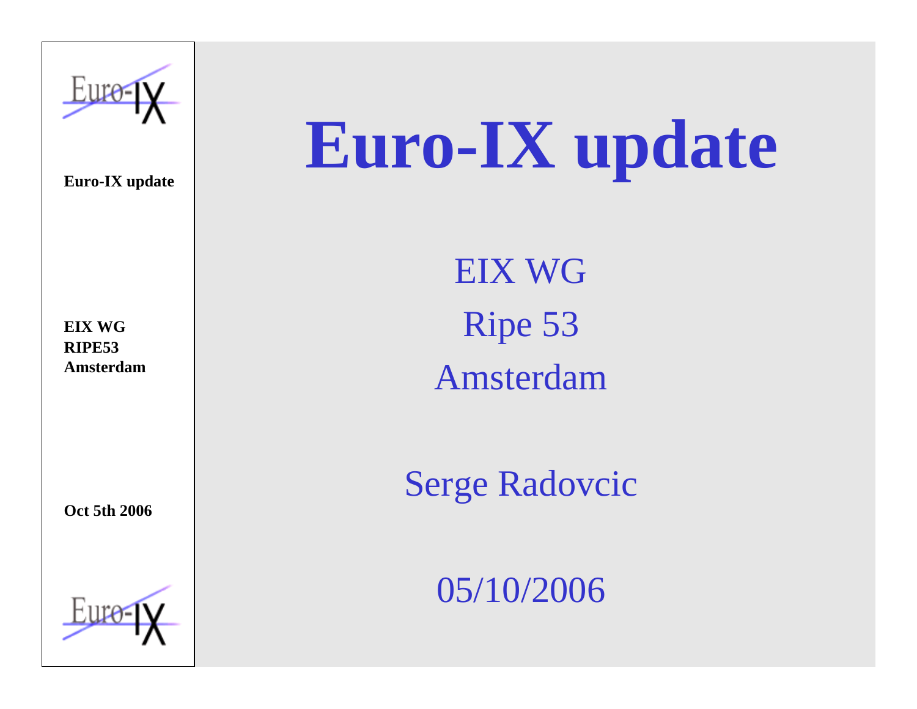# Euro-IX update

EIX WG

Ripe 53

Amsterdam

Serge Radovcic

05/10/2006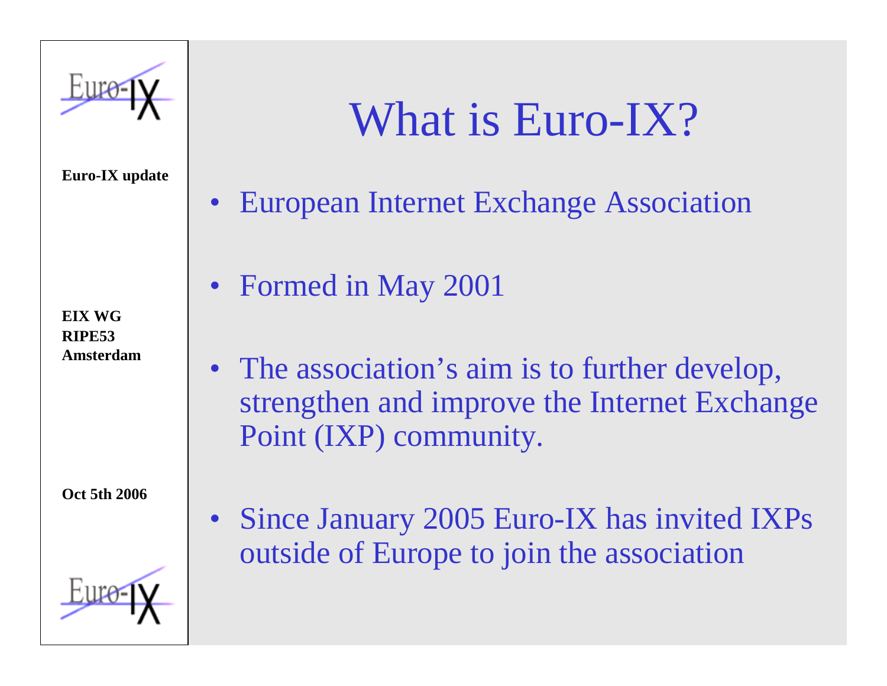# What is Euro-IX?

- European Internet Exchange Association
- Formed in May 2001
- The association's aim is to further develop, strengthen and improve the Internet Exchange Point (IXP) community.
- Since January 2005 Euro-IX has invited IXPs outside of Europe to join the association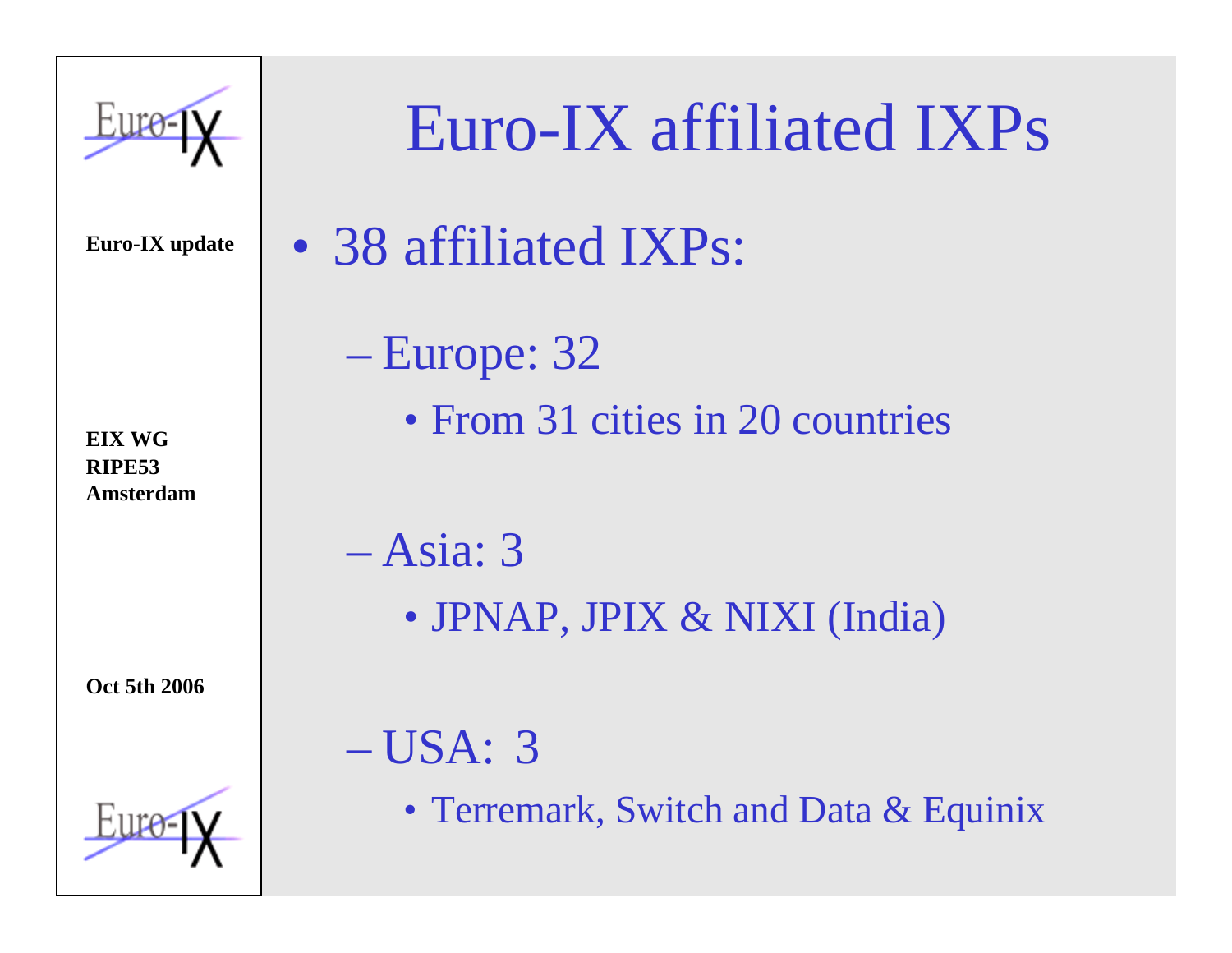# Euro-IX affiliated IXPs

- 38 affiliated IXPs:
  - Europe: 32
    - From 31 cities in 20 countries
  - Asia: 3
    - JPNAP, JPIX & NIXI (India)
  - USA: 3
    - Terremark, Switch and Data & Equinix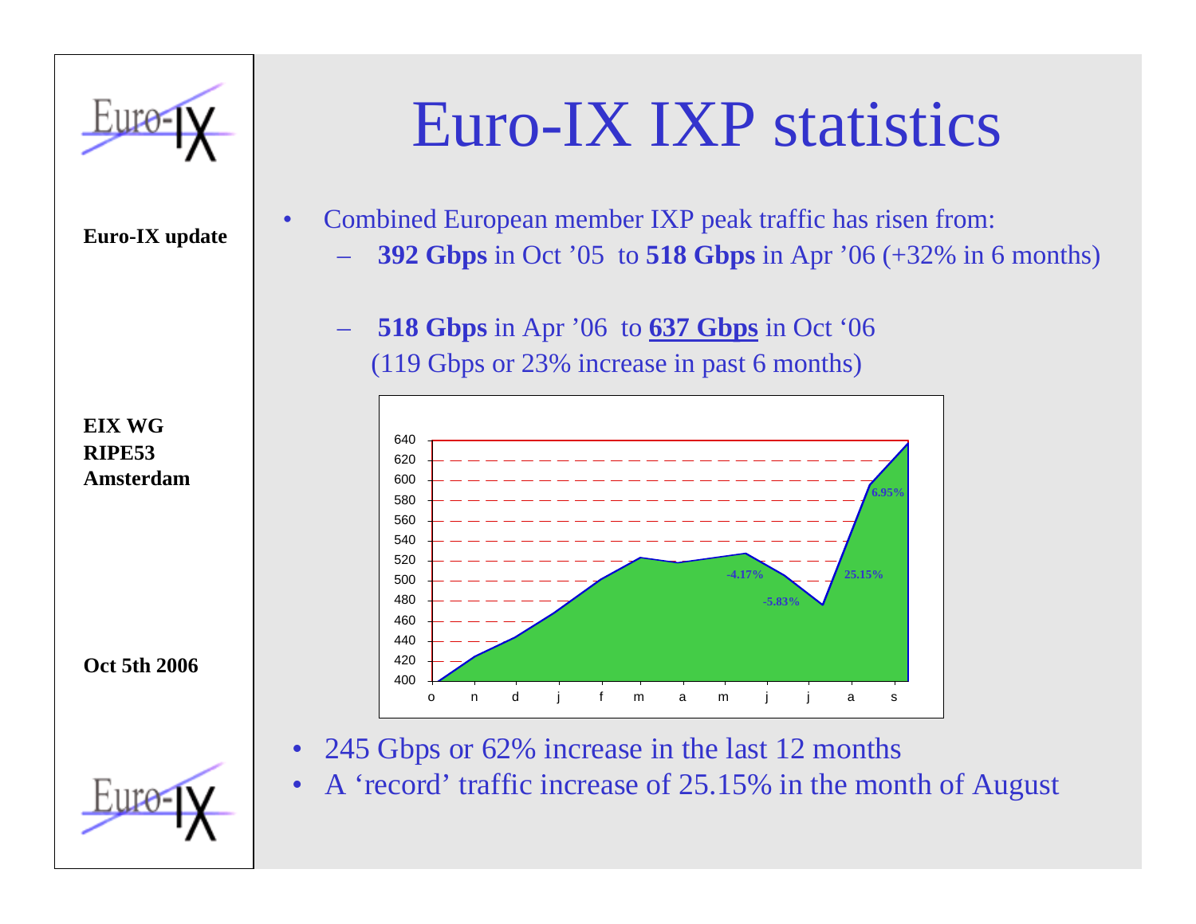# Euro-IX IXP statistics

**Euro-IX update**

**EIX WG**
**RIPE53**
**Amsterdam**

**Oct 5th 2006**

- Combined European member IXP peak traffic has risen from:
  - **392 Gbps** in Oct '05 to **518 Gbps** in Apr '06 (+32% in 6 months)
  - **518 Gbps** in Apr '06 to **637 Gbps** in Oct '06 (119 Gbps or 23% increase in past 6 months)

- 245 Gbps or 62% increase in the last 12 months
- A 'record' traffic increase of 25.15% in the month of August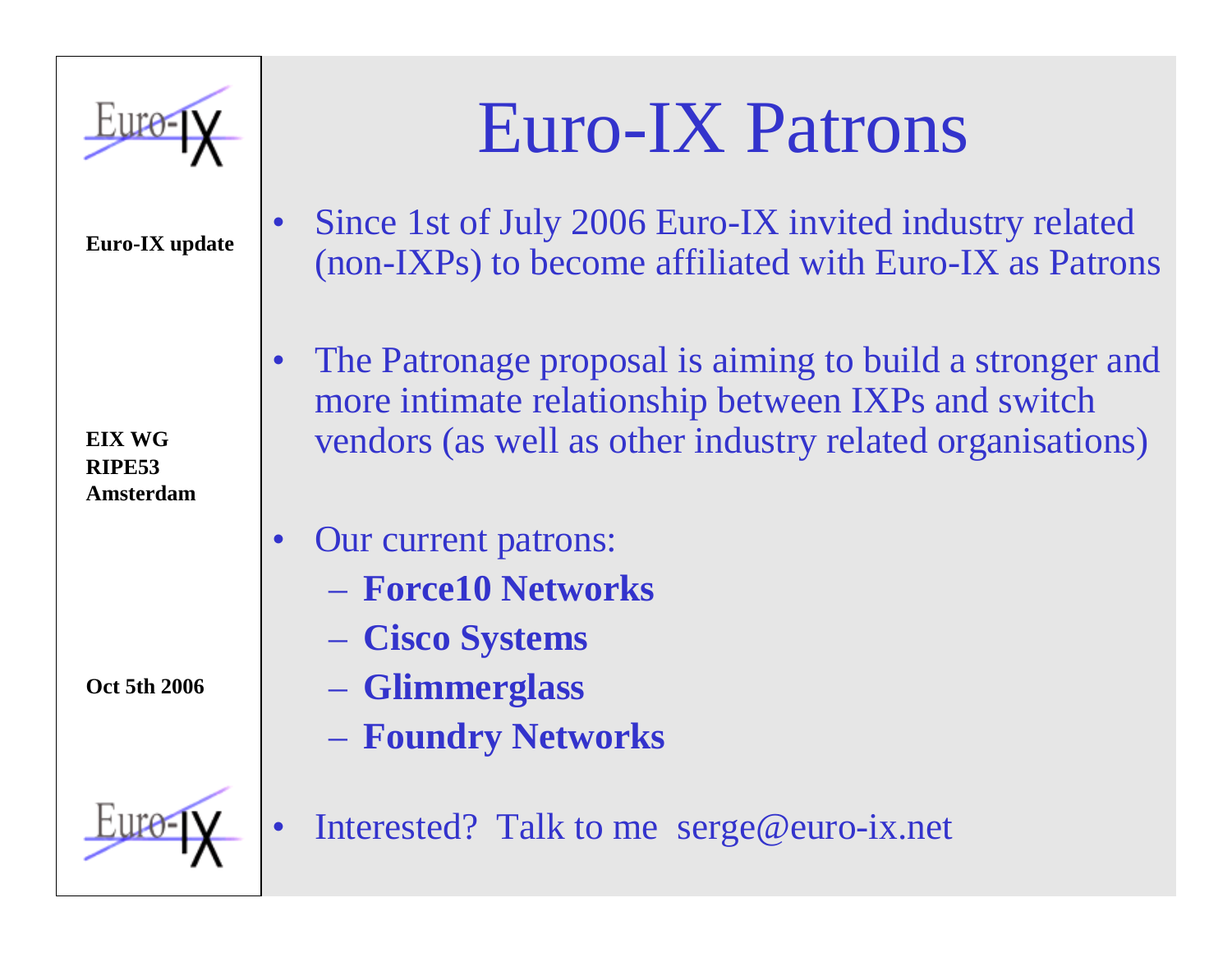# Euro-IX Patrons

- Since 1st of July 2006 Euro-IX invited industry related (non-IXPs) to become affiliated with Euro-IX as Patrons
- The Patronage proposal is aiming to build a stronger and more intimate relationship between IXPs and switch vendors (as well as other industry related organisations)
- Our current patrons:
  - **Force10 Networks**
  - **Cisco Systems**
  - **Glimmerglass**
  - **Foundry Networks**
- Interested? Talk to me serge@euro-ix.net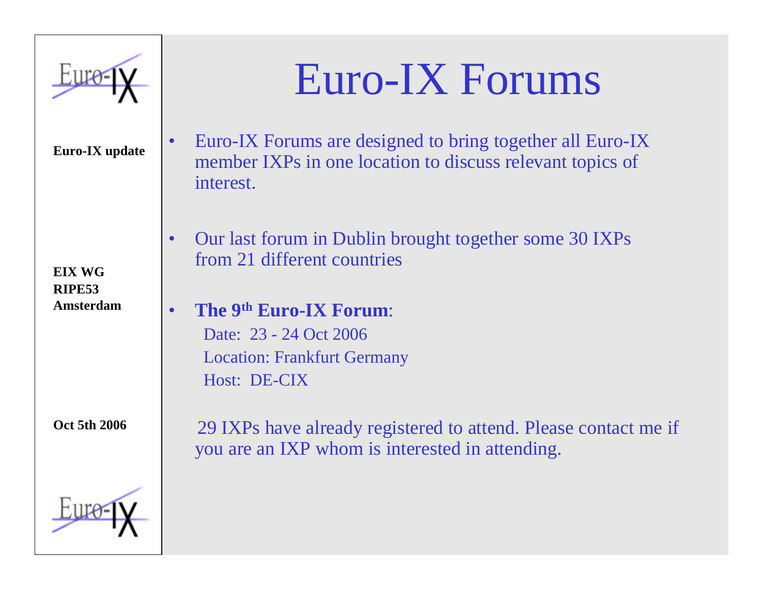# Euro-IX Forums

**Euro-IX update**

**EIX WG**
**RIPE53**
**Amsterdam**

**Oct 5th 2006**

- Euro-IX Forums are designed to bring together all Euro-IX member IXPs in one location to discuss relevant topics of interest.

- Our last forum in Dublin brought together some 30 IXPs from 21 different countries

- **The 9th Euro-IX Forum**:

  Date: 23 - 24 Oct 2006

  Location: Frankfurt Germany

  Host: DE-CIX

29 IXPs have already registered to attend. Please contact me if you are an IXP whom is interested in attending.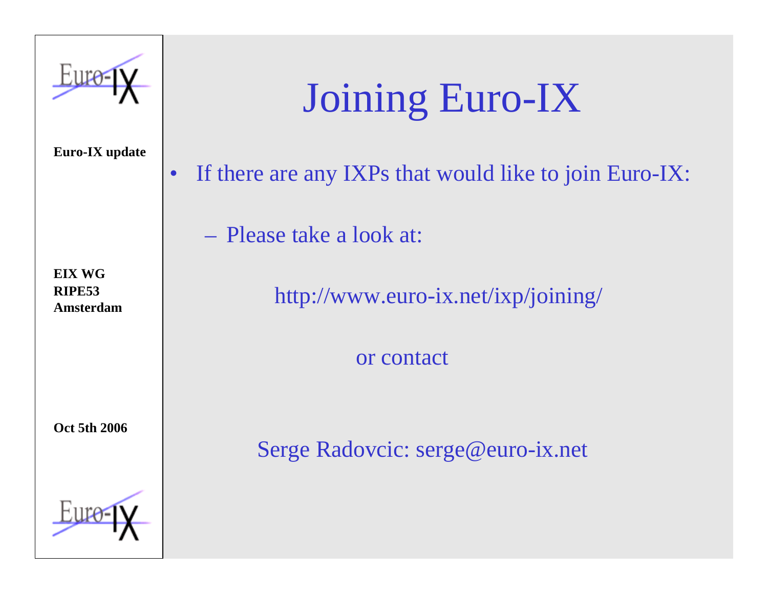# Joining Euro-IX

- If there are any IXPs that would like to join Euro-IX:
  - Please take a look at:

http://www.euro-ix.net/ixp/joining/

or contact

Serge Radovcic: serge@euro-ix.net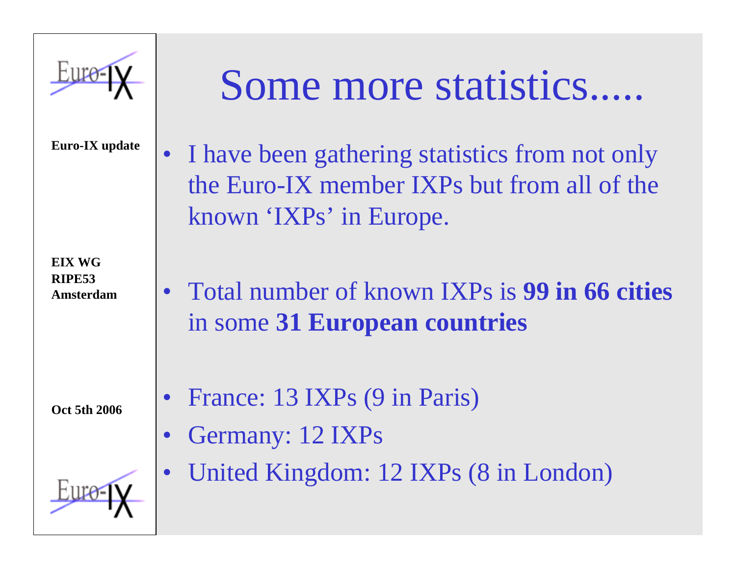# Some more statistics.....

- I have been gathering statistics from not only the Euro-IX member IXPs but from all of the known 'IXPs' in Europe.

- Total number of known IXPs is **99 in 66 cities** in some **31 European countries**

- France: 13 IXPs (9 in Paris)
- Germany: 12 IXPs
- United Kingdom: 12 IXPs (8 in London)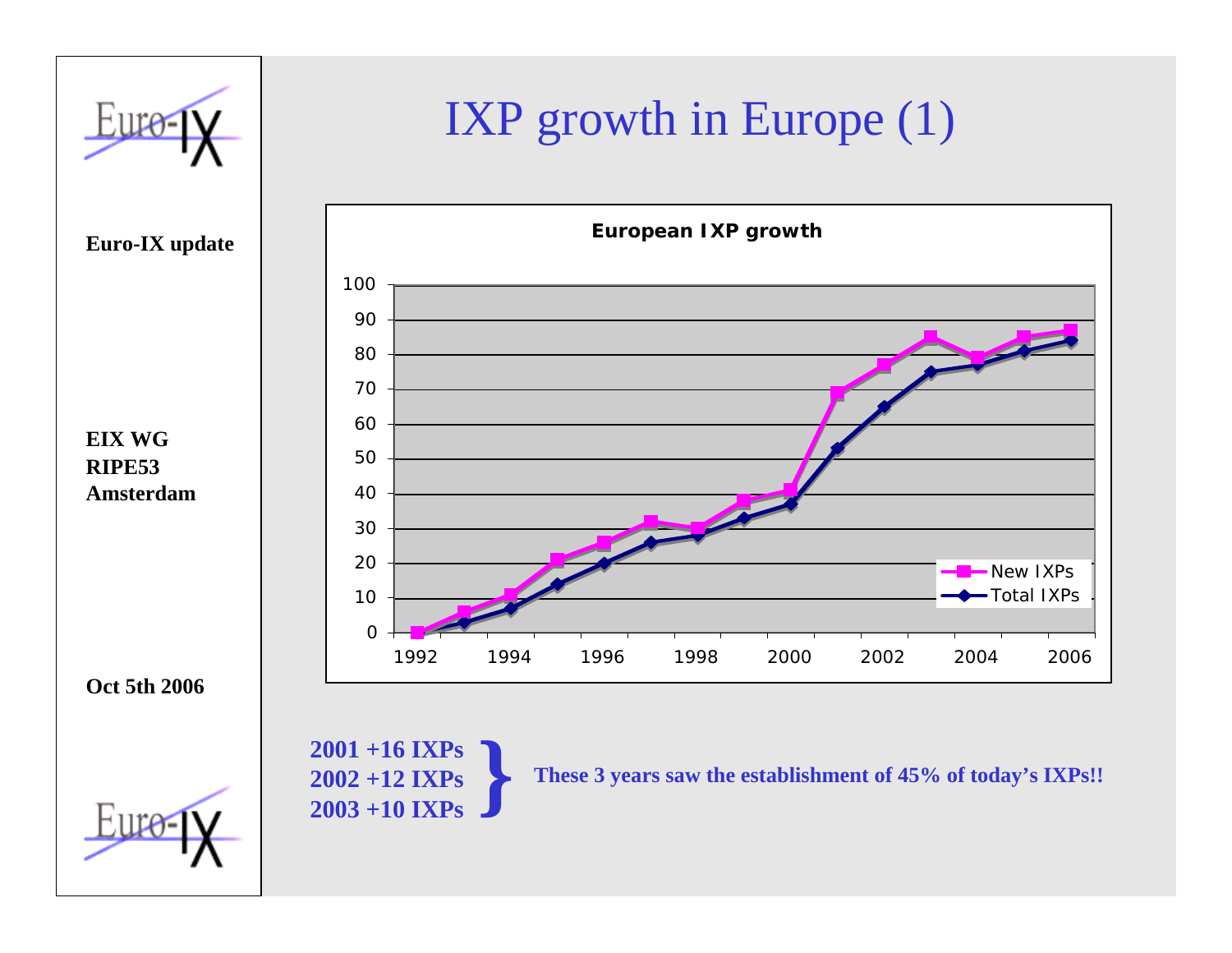# IXP growth in Europe (1)

**Euro-IX update**

**EIX WG**
**RIPE53**
**Amsterdam**

**Oct 5th 2006**

**European IXP growth**

| Year | New IXPs | Total IXPs |
|---|---|---|
| 1992 | 0 | 0 |
| 1993 | 6 | 3 |
| 1994 | 11 | 7 |
| 1995 | 21 | 14 |
| 1996 | 26 | 20 |
| 1997 | 32 | 26 |
| 1998 | 30 | 28 |
| 1999 | 38 | 33 |
| 2000 | 41 | 37 |
| 2001 | 69 | 53 |
| 2002 | 77 | 65 |
| 2003 | 85 | 75 |
| 2004 | 79 | 77 |
| 2005 | 85 | 81 |
| 2006 | 87 | 84 |

**2001 +16 IXPs**
**2002 +12 IXPs**
**2003 +10 IXPs**

**These 3 years saw the establishment of 45% of today's IXPs!!**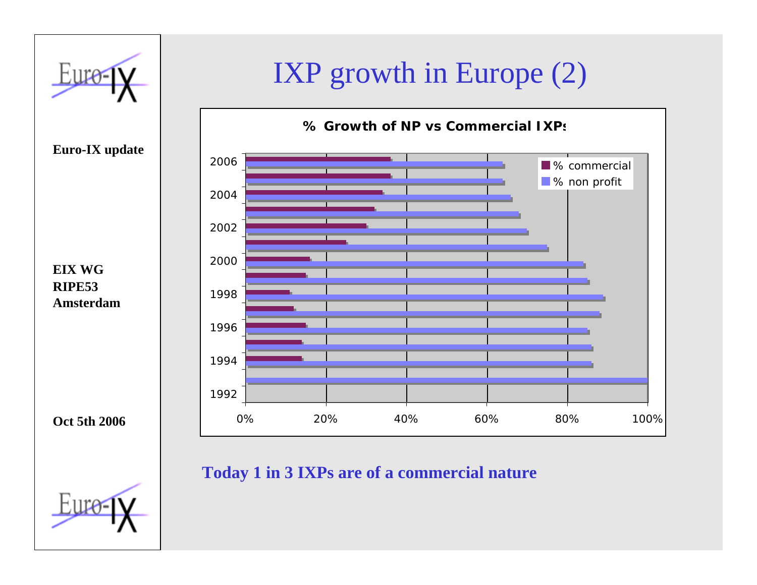Euro-IX

**Euro-IX update**

**EIX WG**
**RIPE53**
**Amsterdam**

**Oct 5th 2006**

# IXP growth in Europe (2)

**% Growth of NP vs Commercial IXPs**

Legend: % commercial, % non profit

Y-axis: 1992, 1994, 1996, 1998, 2000, 2002, 2004, 2006

X-axis: 0%, 20%, 40%, 60%, 80%, 100%

**Today 1 in 3 IXPs are of a commercial nature**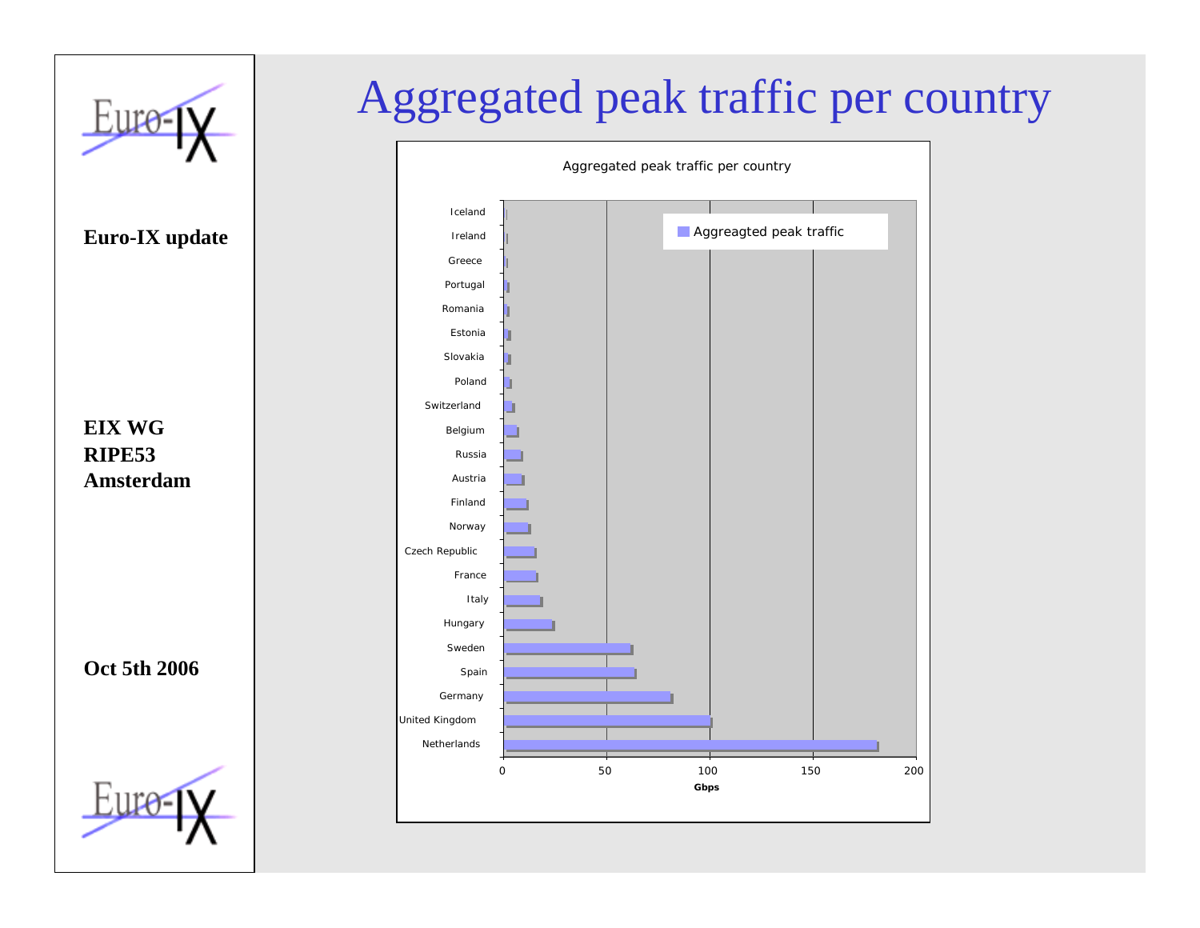# Aggregated peak traffic per country

**Euro-IX update**

**EIX WG**
**RIPE53**
**Amsterdam**

**Oct 5th 2006**

Aggregated peak traffic per country

Aggreagted peak traffic

Iceland
Ireland
Greece
Portugal
Romania
Estonia
Slovakia
Poland
Switzerland
Belgium
Russia
Austria
Finland
Norway
Czech Republic
France
Italy
Hungary
Sweden
Spain
Germany
United Kingdom
Netherlands

0 50 100 150 200

Gbps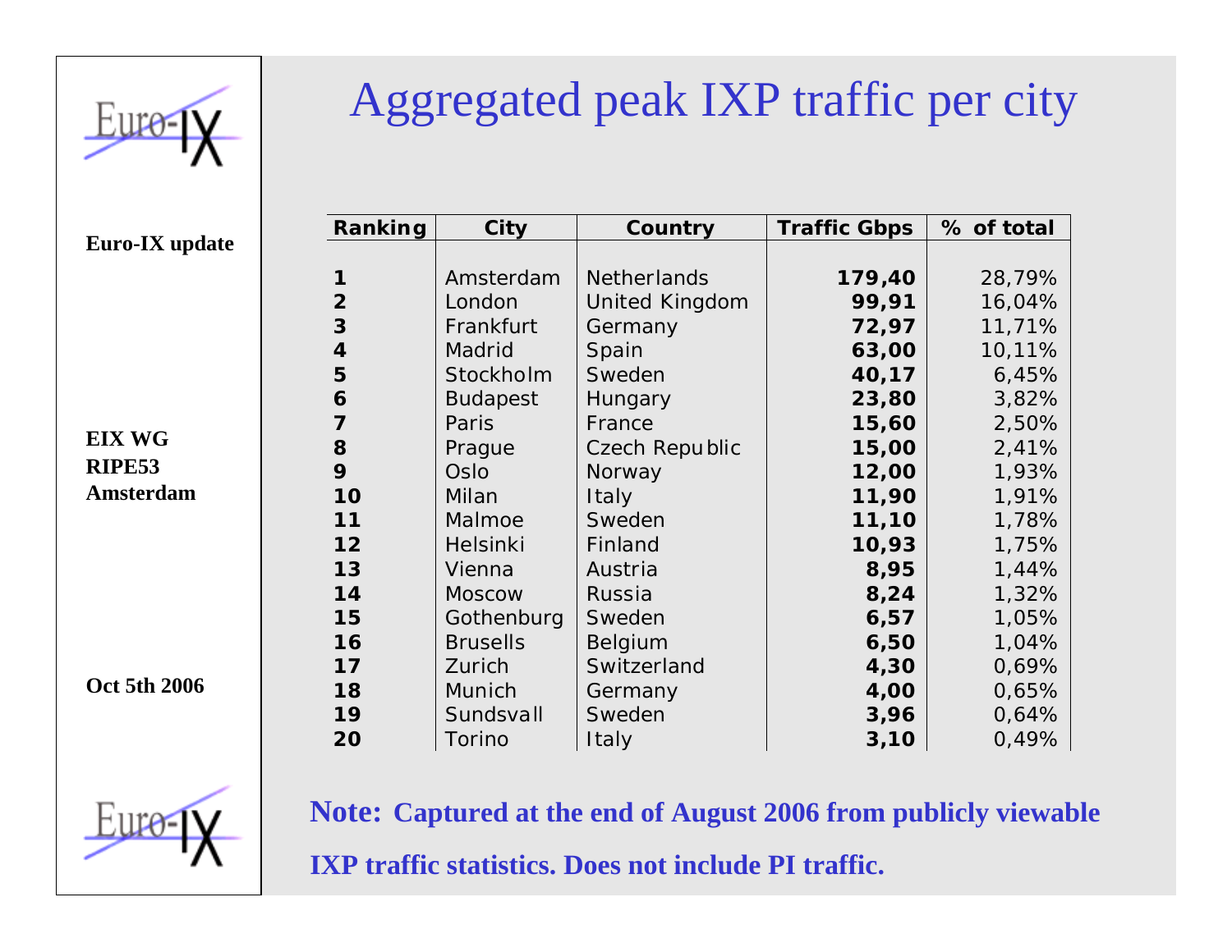# Aggregated peak IXP traffic per city

**Euro-IX update**

**EIX WG**
**RIPE53**
**Amsterdam**

**Oct 5th 2006**

| Ranking | City | Country | Traffic Gbps | % of total |
|---|---|---|---|---|
| **1** | Amsterdam | Netherlands | **179,40** | 28,79% |
| **2** | London | United Kingdom | **99,91** | 16,04% |
| **3** | Frankfurt | Germany | **72,97** | 11,71% |
| **4** | Madrid | Spain | **63,00** | 10,11% |
| **5** | Stockholm | Sweden | **40,17** | 6,45% |
| **6** | Budapest | Hungary | **23,80** | 3,82% |
| **7** | Paris | France | **15,60** | 2,50% |
| **8** | Prague | Czech Republic | **15,00** | 2,41% |
| **9** | Oslo | Norway | **12,00** | 1,93% |
| **10** | Milan | Italy | **11,90** | 1,91% |
| **11** | Malmoe | Sweden | **11,10** | 1,78% |
| **12** | Helsinki | Finland | **10,93** | 1,75% |
| **13** | Vienna | Austria | **8,95** | 1,44% |
| **14** | Moscow | Russia | **8,24** | 1,32% |
| **15** | Gothenburg | Sweden | **6,57** | 1,05% |
| **16** | Brusells | Belgium | **6,50** | 1,04% |
| **17** | Zurich | Switzerland | **4,30** | 0,69% |
| **18** | Munich | Germany | **4,00** | 0,65% |
| **19** | Sundsvall | Sweden | **3,96** | 0,64% |
| **20** | Torino | Italy | **3,10** | 0,49% |

**Note: Captured at the end of August 2006 from publicly viewable IXP traffic statistics. Does not include PI traffic.**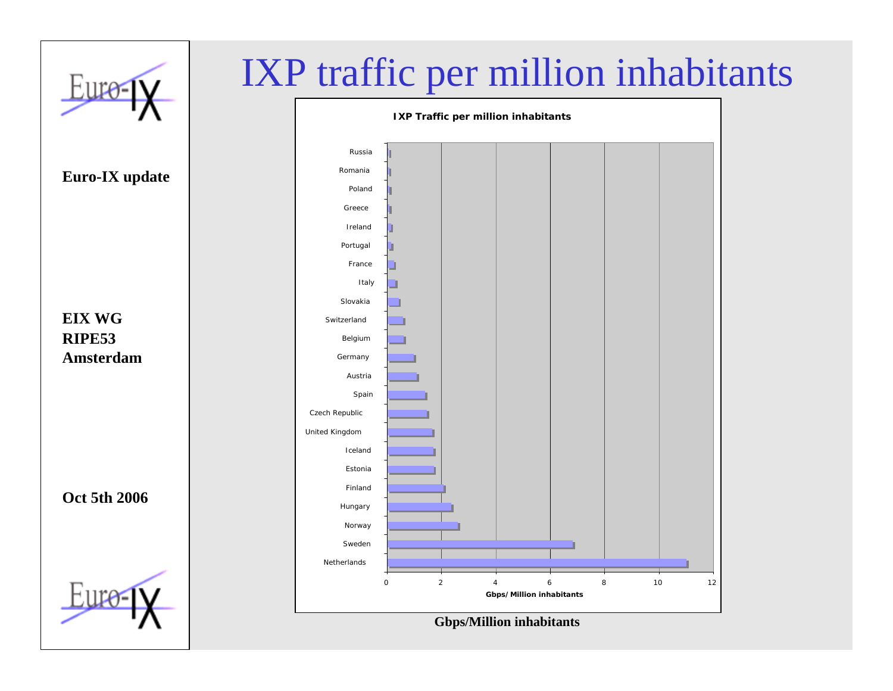# IXP traffic per million inhabitants

**Euro-IX update**

**EIX WG**
**RIPE53**
**Amsterdam**

**Oct 5th 2006**

**IXP Traffic per million inhabitants**

Russia
Romania
Poland
Greece
Ireland
Portugal
France
Italy
Slovakia
Switzerland
Belgium
Germany
Austria
Spain
Czech Republic
United Kingdom
Iceland
Estonia
Finland
Hungary
Norway
Sweden
Netherlands

0 2 4 6 8 10 12

Gbps/Million inhabitants

**Gbps/Million inhabitants**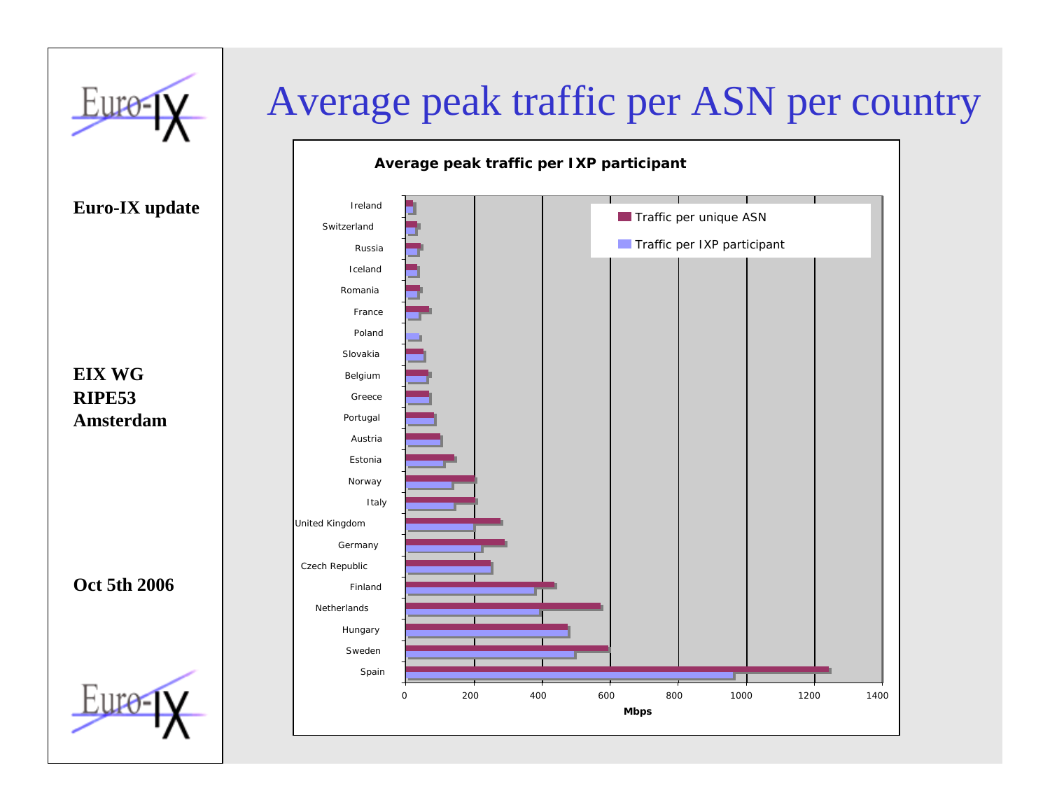# Average peak traffic per ASN per country

**Euro-IX update**

**EIX WG**
**RIPE53**
**Amsterdam**

**Oct 5th 2006**

**Average peak traffic per IXP participant**

Legend: Traffic per unique ASN; Traffic per IXP participant

Countries (top to bottom): Ireland, Switzerland, Russia, Iceland, Romania, France, Poland, Slovakia, Belgium, Greece, Portugal, Austria, Estonia, Norway, Italy, United Kingdom, Germany, Czech Republic, Finland, Netherlands, Hungary, Sweden, Spain

X-axis: Mbps (0, 200, 400, 600, 800, 1000, 1200, 1400)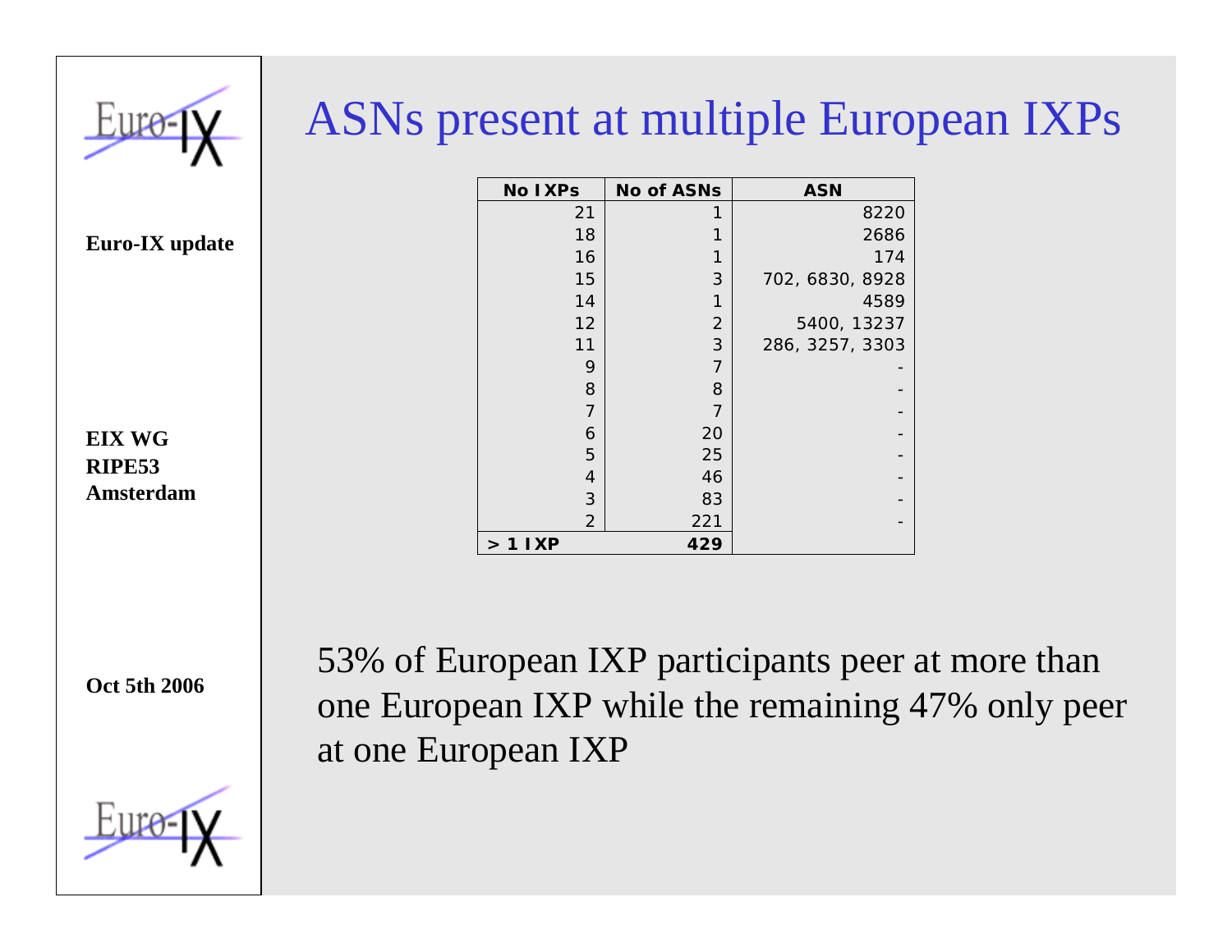# ASNs present at multiple European IXPs

Euro-IX update

EIX WG
RIPE53
Amsterdam

Oct 5th 2006

| No IXPs | No of ASNs | ASN |
|---|---|---|
| 21 | 1 | 8220 |
| 18 | 1 | 2686 |
| 16 | 1 | 174 |
| 15 | 3 | 702, 6830, 8928 |
| 14 | 1 | 4589 |
| 12 | 2 | 5400, 13237 |
| 11 | 3 | 286, 3257, 3303 |
| 9 | 7 | - |
| 8 | 8 | - |
| 7 | 7 | - |
| 6 | 20 | - |
| 5 | 25 | - |
| 4 | 46 | - |
| 3 | 83 | - |
| 2 | 221 | - |
| **> 1 IXP** | **429** | |

53% of European IXP participants peer at more than one European IXP while the remaining 47% only peer at one European IXP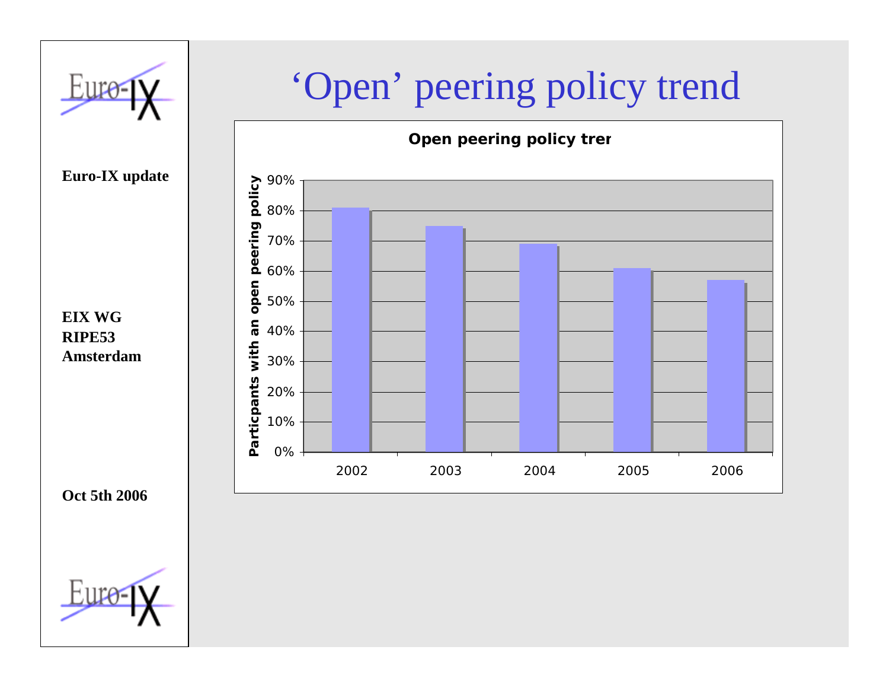# ‘Open’ peering policy trend

Euro-IX update

EIX WG
RIPE53
Amsterdam

Oct 5th 2006

**Open peering policy trer**

| Year | Particpants with an open peering policy |
|---|---|
| 2002 | 81% |
| 2003 | 75% |
| 2004 | 69% |
| 2005 | 61% |
| 2006 | 57% |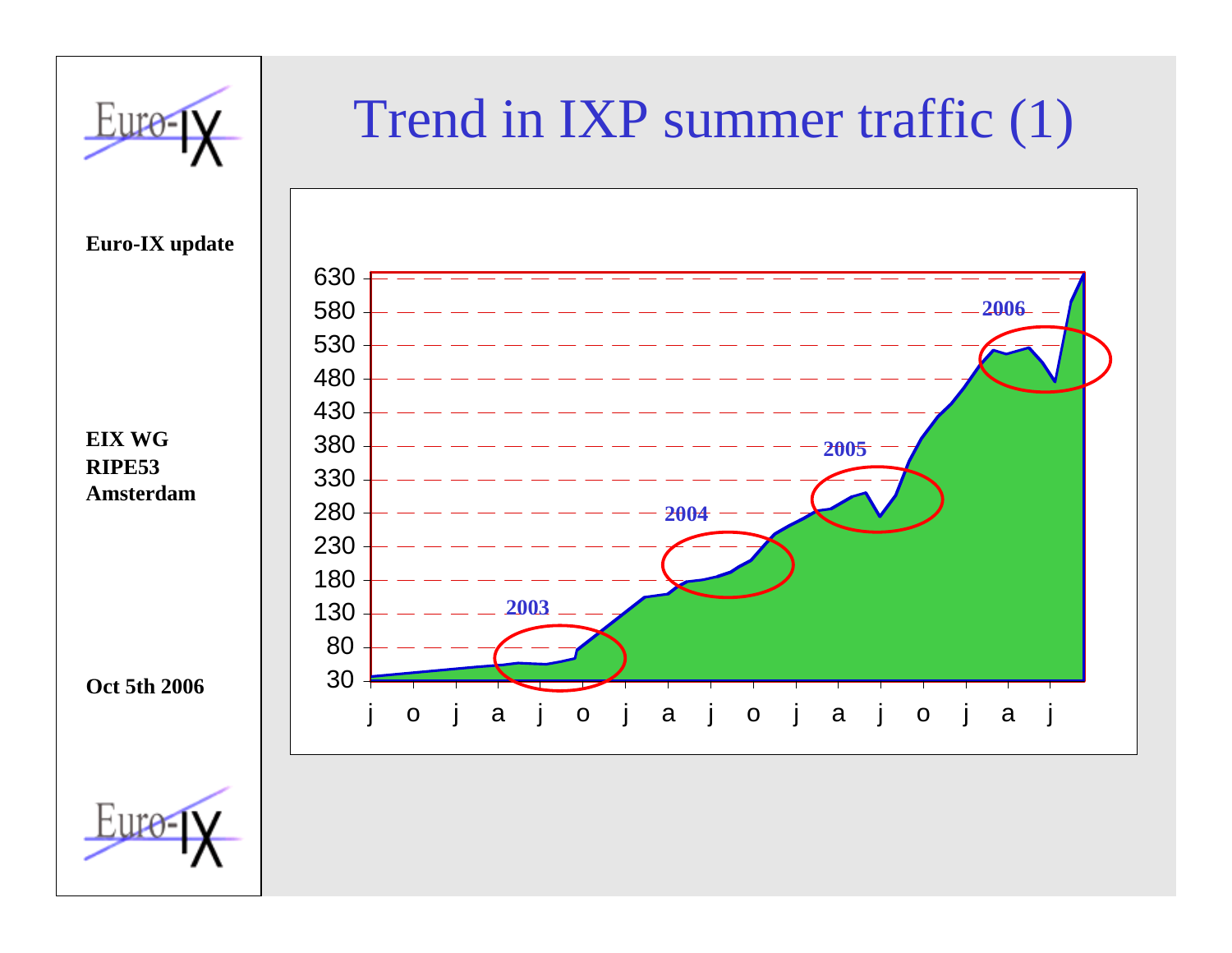# Trend in IXP summer traffic (1)

**Euro-IX update**

**EIX WG**
**RIPE53**
**Amsterdam**

**Oct 5th 2006**

630
580
530
480
430
380
330
280
230
180
130
80
30

j o j a j o j a j o j a j o j a j

2003 2004 2005 2006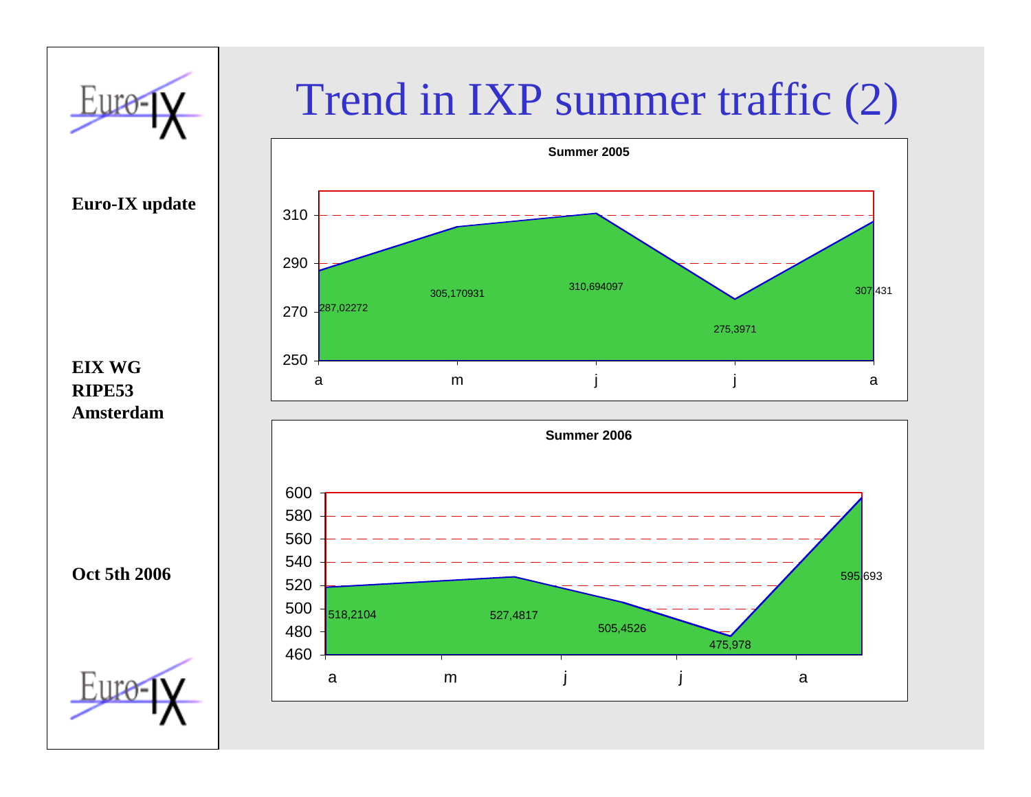# Trend in IXP summer traffic (2)

**Euro-IX update**

**EIX WG**
**RIPE53**
**Amsterdam**

**Oct 5th 2006**

**Summer 2005**

| Month | Value |
|---|---|
| a | 287,02272 |
| m | 305,170931 |
| j | 310,694097 |
| j | 275,3971 |
| a | 307,431 |

**Summer 2006**

| Month | Value |
|---|---|
| a | 518,2104 |
| m | 527,4817 |
| j | 505,4526 |
| j | 475,978 |
| a | 595,693 |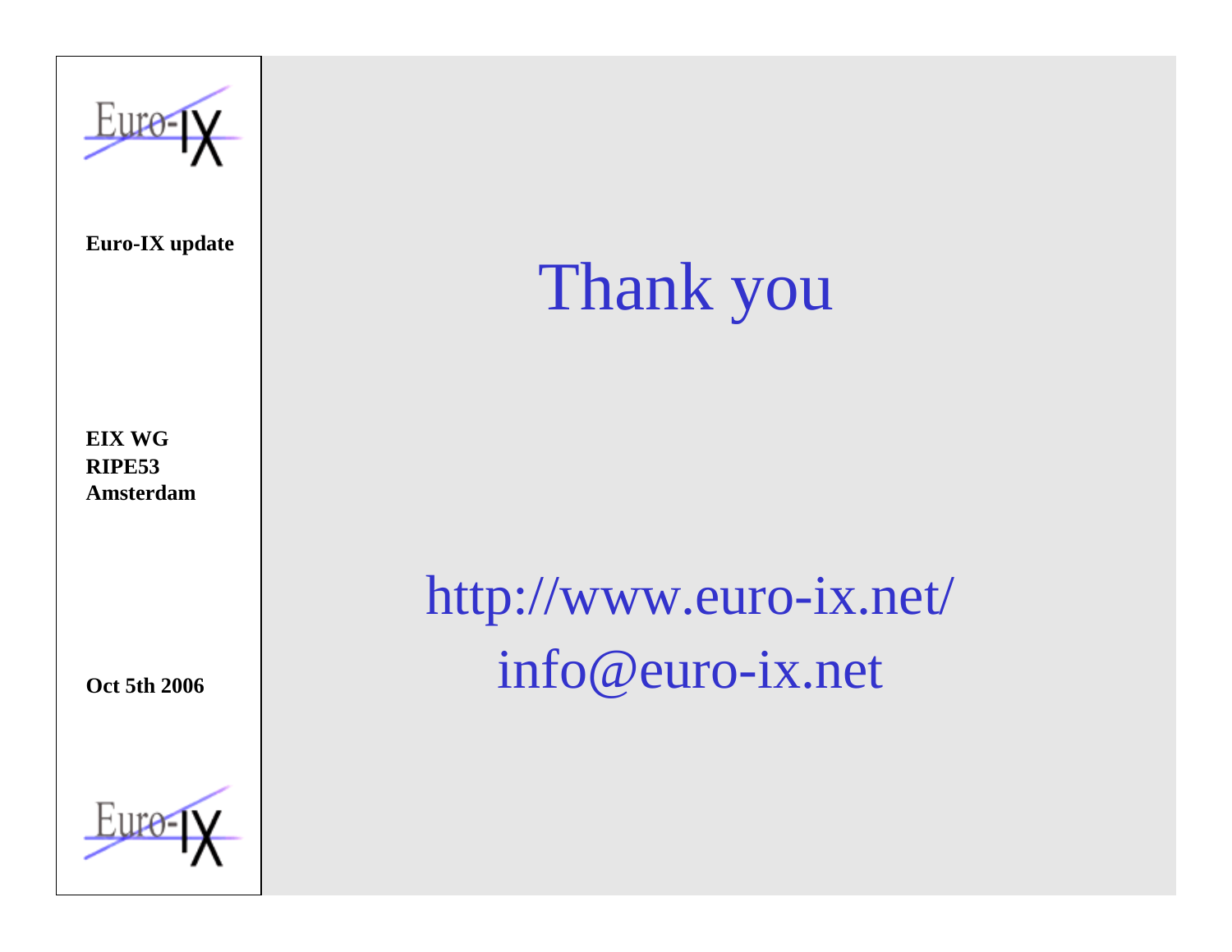# Thank you

http://www.euro-ix.net/

info@euro-ix.net